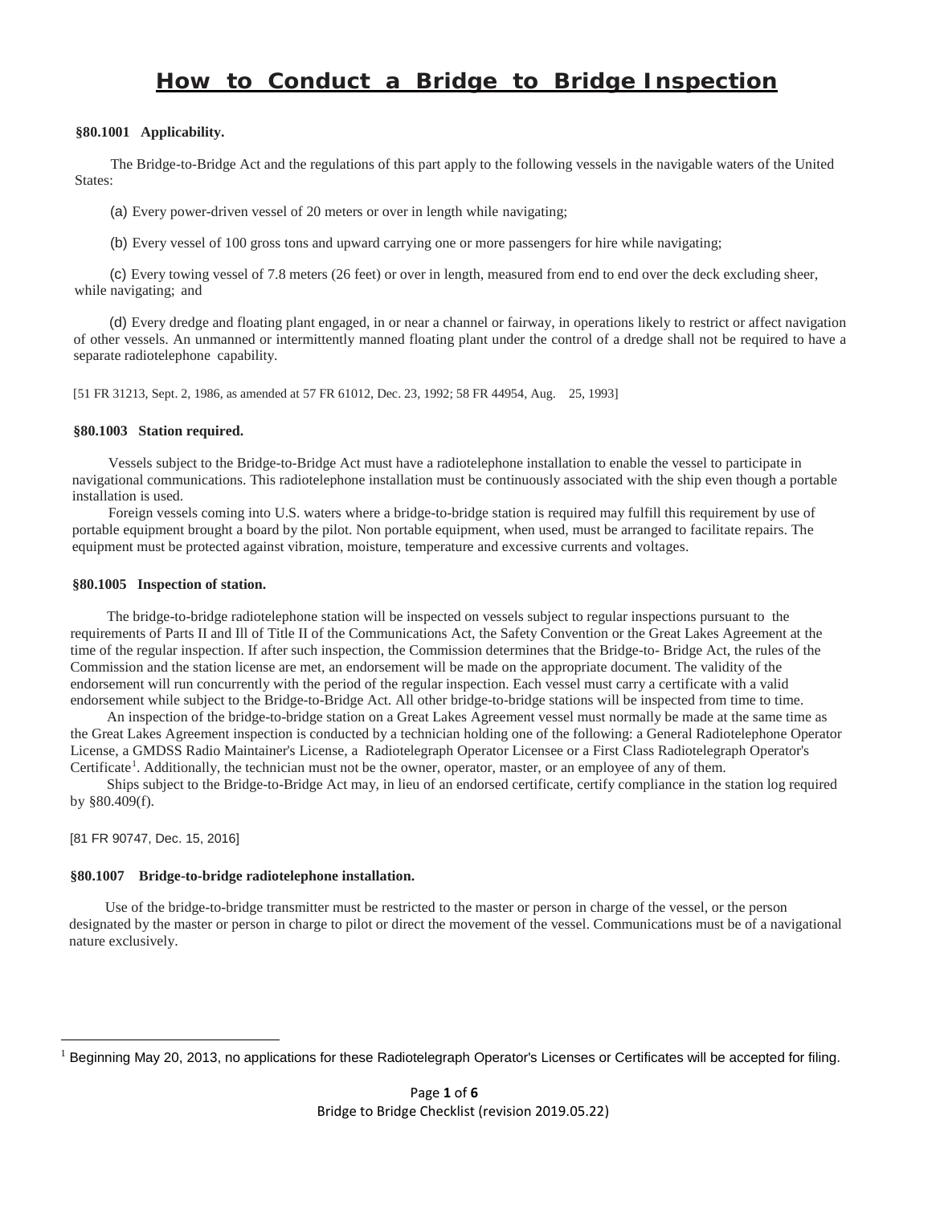# How to Conduct a Bridge to Bridge Inspection

### §80.1001 Applicability.

The Bridge-to-Bridge Act and the regulations of this part apply to the following vessels in the navigable waters of the United States:

(a) Every power-driven vessel of 20 meters or over in length while navigating;

(b) Every vessel of 100 gross tons and upward carrying one or more passengers for hire while navigating;

(c) Every towing vessel of 7.8 meters (26 feet) or over in length, measured from end to end over the deck excluding sheer, while navigating; and

(d) Every dredge and floating plant engaged, in or near a channel or fairway, in operations likely to restrict or affect navigation of other vessels. An unmanned or intermittently manned floating plant under the control of a dredge shall not be required to have a separate radiotelephone capability.

[51 FR 31213, Sept. 2, 1986, as amended at 57 FR 61012, Dec. 23, 1992; 58 FR 44954, Aug. 25, 1993]

### §80.1003 Station required.

Vessels subject to the Bridge-to-Bridge Act must have a radiotelephone installation to enable the vessel to participate in navigational communications. This radiotelephone installation must be continuously associated with the ship even though a portable installation is used.

Foreign vessels coming into U.S. waters where a bridge-to-bridge station is required may fulfill this requirement by use of portable equipment brought a board by the pilot. Non portable equipment, when used, must be arranged to facilitate repairs. The equipment must be protected against vibration, moisture, temperature and excessive currents and voltages.

### §80.1005 Inspection of station.

The bridge-to-bridge radiotelephone station will be inspected on vessels subject to regular inspections pursuant to the requirements of Parts II and Ill of Title II of the Communications Act, the Safety Convention or the Great Lakes Agreement at the time of the regular inspection. If after such inspection, the Commission determines that the Bridge-to- Bridge Act, the rules of the Commission and the station license are met, an endorsement will be made on the appropriate document. The validity of the endorsement will run concurrently with the period of the regular inspection. Each vessel must carry a certificate with a valid endorsement while subject to the Bridge-to-Bridge Act. All other bridge-to-bridge stations will be inspected from time to time.

An inspection of the bridge-to-bridge station on a Great Lakes Agreement vessel must normally be made at the same time as the Great Lakes Agreement inspection is conducted by a technician holding one of the following: a General Radiotelephone Operator License, a GMDSS Radio Maintainer's License, a Radiotelegraph Operator Licensee or a First Class Radiotelegraph Operator's Certificate[1]. Additionally, the technician must not be the owner, operator, master, or an employee of any of them.

Ships subject to the Bridge-to-Bridge Act may, in lieu of an endorsed certificate, certify compliance in the station log required by §80.409(f).

[81 FR 90747, Dec. 15, 2016]

### §80.1007 Bridge-to-bridge radiotelephone installation.

Use of the bridge-to-bridge transmitter must be restricted to the master or person in charge of the vessel, or the person designated by the master or person in charge to pilot or direct the movement of the vessel. Communications must be of a navigational nature exclusively.

---

[1] Beginning May 20, 2013, no applications for these Radiotelegraph Operator's Licenses or Certificates will be accepted for filing.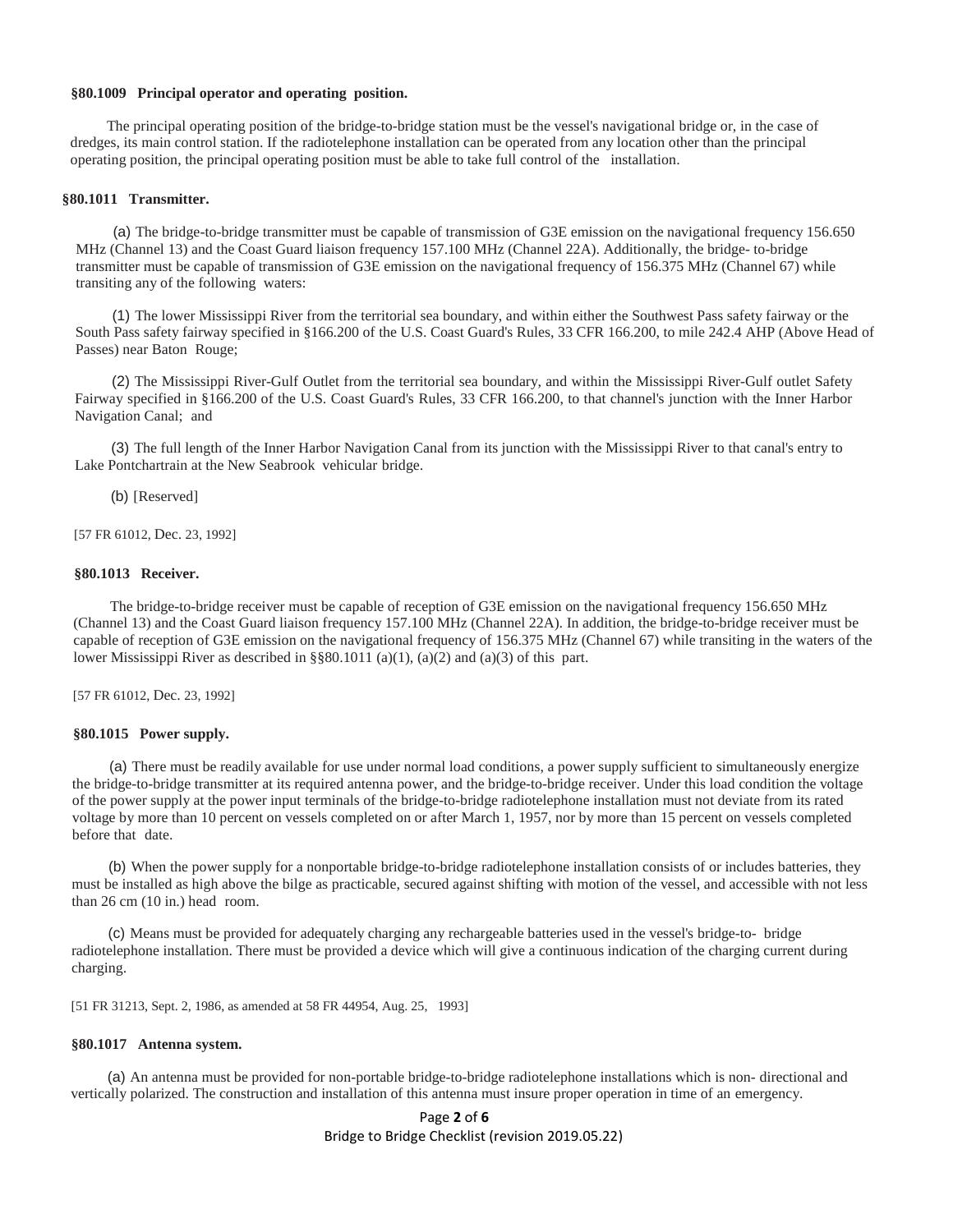**§80.1009 Principal operator and operating position.**

The principal operating position of the bridge-to-bridge station must be the vessel's navigational bridge or, in the case of dredges, its main control station. If the radiotelephone installation can be operated from any location other than the principal operating position, the principal operating position must be able to take full control of the installation.

**§80.1011 Transmitter.**

(a) The bridge-to-bridge transmitter must be capable of transmission of G3E emission on the navigational frequency 156.650 MHz (Channel 13) and the Coast Guard liaison frequency 157.100 MHz (Channel 22A). Additionally, the bridge- to-bridge transmitter must be capable of transmission of G3E emission on the navigational frequency of 156.375 MHz (Channel 67) while transiting any of the following waters:

(1) The lower Mississippi River from the territorial sea boundary, and within either the Southwest Pass safety fairway or the South Pass safety fairway specified in §166.200 of the U.S. Coast Guard's Rules, 33 CFR 166.200, to mile 242.4 AHP (Above Head of Passes) near Baton Rouge;

(2) The Mississippi River-Gulf Outlet from the territorial sea boundary, and within the Mississippi River-Gulf outlet Safety Fairway specified in §166.200 of the U.S. Coast Guard's Rules, 33 CFR 166.200, to that channel's junction with the Inner Harbor Navigation Canal; and

(3) The full length of the Inner Harbor Navigation Canal from its junction with the Mississippi River to that canal's entry to Lake Pontchartrain at the New Seabrook vehicular bridge.

(b) [Reserved]

[57 FR 61012, Dec. 23, 1992]

**§80.1013 Receiver.**

The bridge-to-bridge receiver must be capable of reception of G3E emission on the navigational frequency 156.650 MHz (Channel 13) and the Coast Guard liaison frequency 157.100 MHz (Channel 22A). In addition, the bridge-to-bridge receiver must be capable of reception of G3E emission on the navigational frequency of 156.375 MHz (Channel 67) while transiting in the waters of the lower Mississippi River as described in §§80.1011 (a)(1), (a)(2) and (a)(3) of this part.

[57 FR 61012, Dec. 23, 1992]

**§80.1015 Power supply.**

(a) There must be readily available for use under normal load conditions, a power supply sufficient to simultaneously energize the bridge-to-bridge transmitter at its required antenna power, and the bridge-to-bridge receiver. Under this load condition the voltage of the power supply at the power input terminals of the bridge-to-bridge radiotelephone installation must not deviate from its rated voltage by more than 10 percent on vessels completed on or after March 1, 1957, nor by more than 15 percent on vessels completed before that date.

(b) When the power supply for a nonportable bridge-to-bridge radiotelephone installation consists of or includes batteries, they must be installed as high above the bilge as practicable, secured against shifting with motion of the vessel, and accessible with not less than 26 cm (10 in.) head room.

(c) Means must be provided for adequately charging any rechargeable batteries used in the vessel's bridge-to- bridge radiotelephone installation. There must be provided a device which will give a continuous indication of the charging current during charging.

[51 FR 31213, Sept. 2, 1986, as amended at 58 FR 44954, Aug. 25, 1993]

**§80.1017 Antenna system.**

(a) An antenna must be provided for non-portable bridge-to-bridge radiotelephone installations which is non- directional and vertically polarized. The construction and installation of this antenna must insure proper operation in time of an emergency.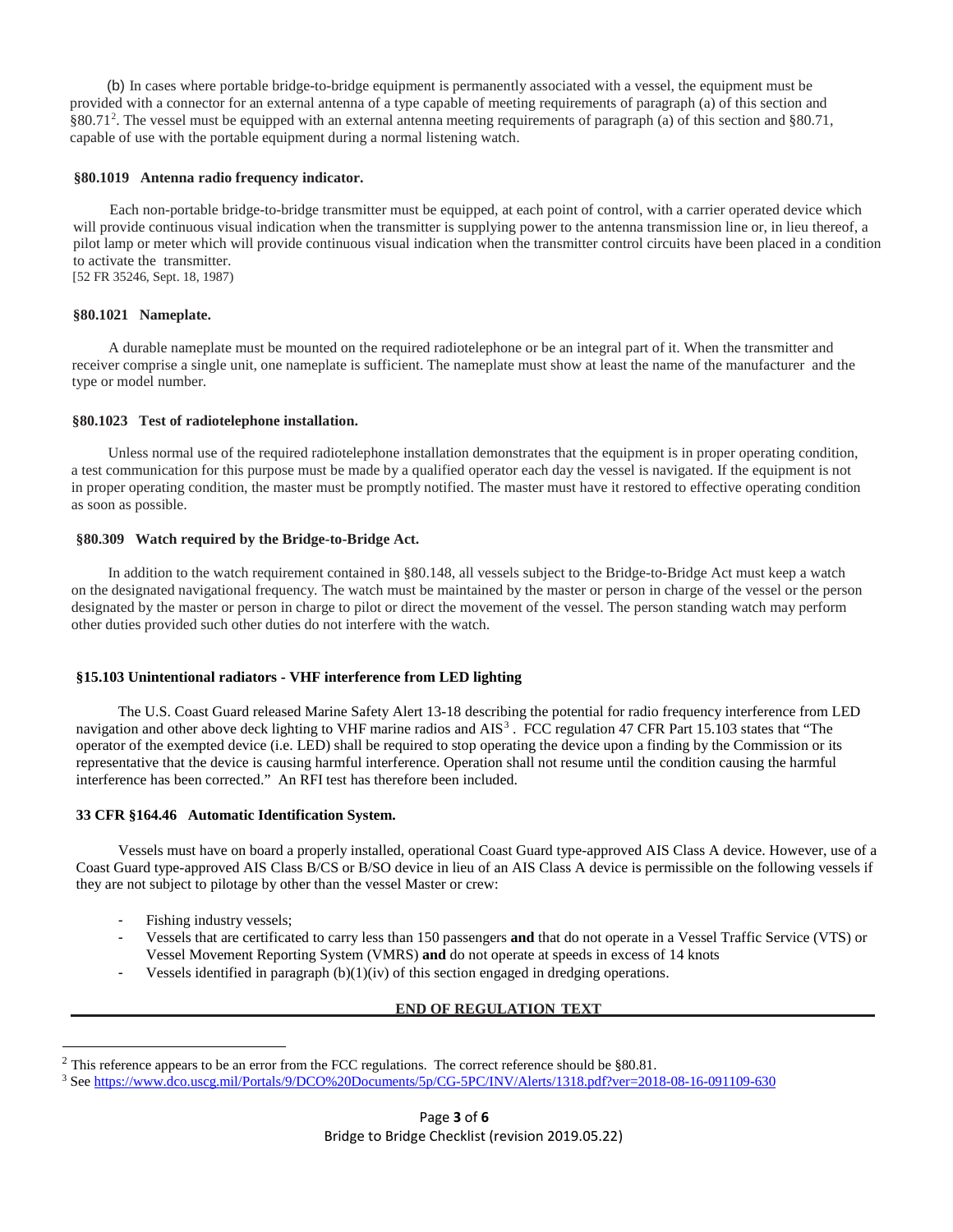(b) In cases where portable bridge-to-bridge equipment is permanently associated with a vessel, the equipment must be provided with a connector for an external antenna of a type capable of meeting requirements of paragraph (a) of this section and §80.71[2]. The vessel must be equipped with an external antenna meeting requirements of paragraph (a) of this section and §80.71, capable of use with the portable equipment during a normal listening watch.

**§80.1019 Antenna radio frequency indicator.**

Each non-portable bridge-to-bridge transmitter must be equipped, at each point of control, with a carrier operated device which will provide continuous visual indication when the transmitter is supplying power to the antenna transmission line or, in lieu thereof, a pilot lamp or meter which will provide continuous visual indication when the transmitter control circuits have been placed in a condition to activate the transmitter.
[52 FR 35246, Sept. 18, 1987)

**§80.1021 Nameplate.**

A durable nameplate must be mounted on the required radiotelephone or be an integral part of it. When the transmitter and receiver comprise a single unit, one nameplate is sufficient. The nameplate must show at least the name of the manufacturer and the type or model number.

**§80.1023 Test of radiotelephone installation.**

Unless normal use of the required radiotelephone installation demonstrates that the equipment is in proper operating condition, a test communication for this purpose must be made by a qualified operator each day the vessel is navigated. If the equipment is not in proper operating condition, the master must be promptly notified. The master must have it restored to effective operating condition as soon as possible.

**§80.309 Watch required by the Bridge-to-Bridge Act.**

In addition to the watch requirement contained in §80.148, all vessels subject to the Bridge-to-Bridge Act must keep a watch on the designated navigational frequency. The watch must be maintained by the master or person in charge of the vessel or the person designated by the master or person in charge to pilot or direct the movement of the vessel. The person standing watch may perform other duties provided such other duties do not interfere with the watch.

**§15.103 Unintentional radiators - VHF interference from LED lighting**

The U.S. Coast Guard released Marine Safety Alert 13-18 describing the potential for radio frequency interference from LED navigation and other above deck lighting to VHF marine radios and AIS[3]. FCC regulation 47 CFR Part 15.103 states that "The operator of the exempted device (i.e. LED) shall be required to stop operating the device upon a finding by the Commission or its representative that the device is causing harmful interference. Operation shall not resume until the condition causing the harmful interference has been corrected." An RFI test has therefore been included.

**33 CFR §164.46 Automatic Identification System.**

Vessels must have on board a properly installed, operational Coast Guard type-approved AIS Class A device. However, use of a Coast Guard type-approved AIS Class B/CS or B/SO device in lieu of an AIS Class A device is permissible on the following vessels if they are not subject to pilotage by other than the vessel Master or crew:

- Fishing industry vessels;
- Vessels that are certificated to carry less than 150 passengers **and** that do not operate in a Vessel Traffic Service (VTS) or Vessel Movement Reporting System (VMRS) **and** do not operate at speeds in excess of 14 knots
- Vessels identified in paragraph (b)(1)(iv) of this section engaged in dredging operations.

**END OF REGULATION TEXT**

---

[2] This reference appears to be an error from the FCC regulations. The correct reference should be §80.81.

[3] See https://www.dco.uscg.mil/Portals/9/DCO%20Documents/5p/CG-5PC/INV/Alerts/1318.pdf?ver=2018-08-16-091109-630

Bridge to Bridge Checklist (revision 2019.05.22)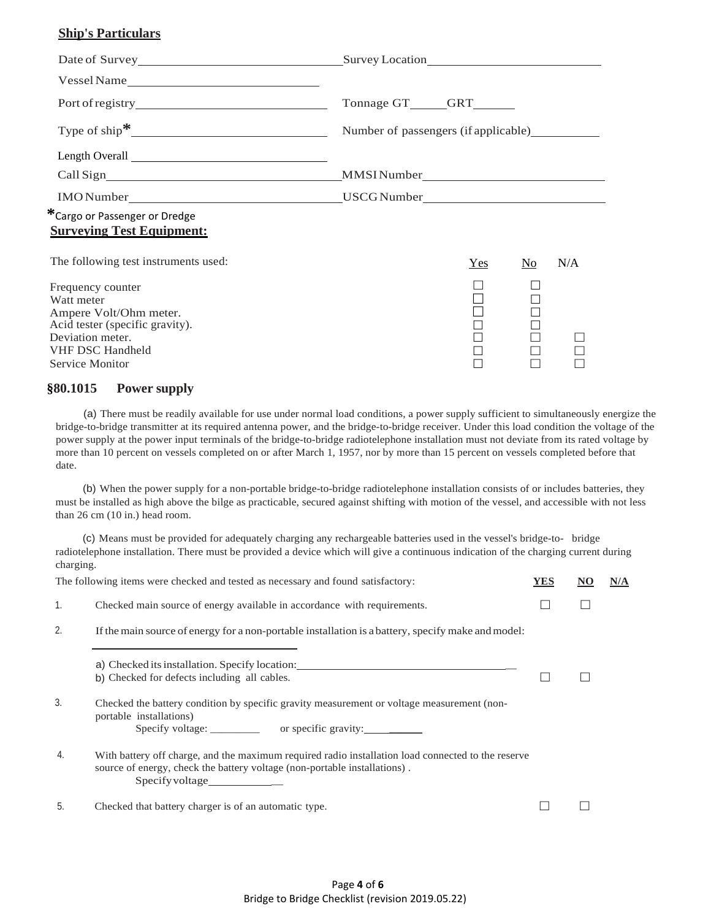## Ship's Particulars

| | |
|---|---|
| Date of Survey ________ | Survey Location ________ |
| Vessel Name ________ | |
| Port of registry ________ | Tonnage GT ______ GRT ______ |
| Type of ship* ________ | Number of passengers (if applicable) ________ |
| Length Overall ________ | |
| Call Sign ________ | MMSI Number ________ |
| IMO Number ________ | USCG Number ________ |

*Cargo or Passenger or Dredge

## Surveying Test Equipment:

| The following test instruments used: | Yes | No | N/A |
|---|---|---|---|
| Frequency counter | ☐ | ☐ | |
| Watt meter | ☐ | ☐ | |
| Ampere Volt/Ohm meter. | ☐ | ☐ | |
| Acid tester (specific gravity). | ☐ | ☐ | |
| Deviation meter. | ☐ | ☐ | ☐ |
| VHF DSC Handheld | ☐ | ☐ | ☐ |
| Service Monitor | ☐ | ☐ | ☐ |

## §80.1015 Power supply

(a) There must be readily available for use under normal load conditions, a power supply sufficient to simultaneously energize the bridge-to-bridge transmitter at its required antenna power, and the bridge-to-bridge receiver. Under this load condition the voltage of the power supply at the power input terminals of the bridge-to-bridge radiotelephone installation must not deviate from its rated voltage by more than 10 percent on vessels completed on or after March 1, 1957, nor by more than 15 percent on vessels completed before that date.

(b) When the power supply for a non-portable bridge-to-bridge radiotelephone installation consists of or includes batteries, they must be installed as high above the bilge as practicable, secured against shifting with motion of the vessel, and accessible with not less than 26 cm (10 in.) head room.

(c) Means must be provided for adequately charging any rechargeable batteries used in the vessel's bridge-to- bridge radiotelephone installation. There must be provided a device which will give a continuous indication of the charging current during charging.

| | The following items were checked and tested as necessary and found satisfactory: | YES | NO | N/A |
|---|---|---|---|---|
| 1. | Checked main source of energy available in accordance with requirements. | ☐ | ☐ | |
| 2. | If the main source of energy for a non-portable installation is a battery, specify make and model: ________ | | | |
| | a) Checked its installation. Specify location: ________<br>b) Checked for defects including all cables. | ☐ | ☐ | |
| 3. | Checked the battery condition by specific gravity measurement or voltage measurement (non-portable installations)<br>Specify voltage: ________ or specific gravity: ________ | | | |
| 4. | With battery off charge, and the maximum required radio installation load connected to the reserve source of energy, check the battery voltage (non-portable installations) .<br>Specify voltage ________ | | | |
| 5. | Checked that battery charger is of an automatic type. | ☐ | ☐ | |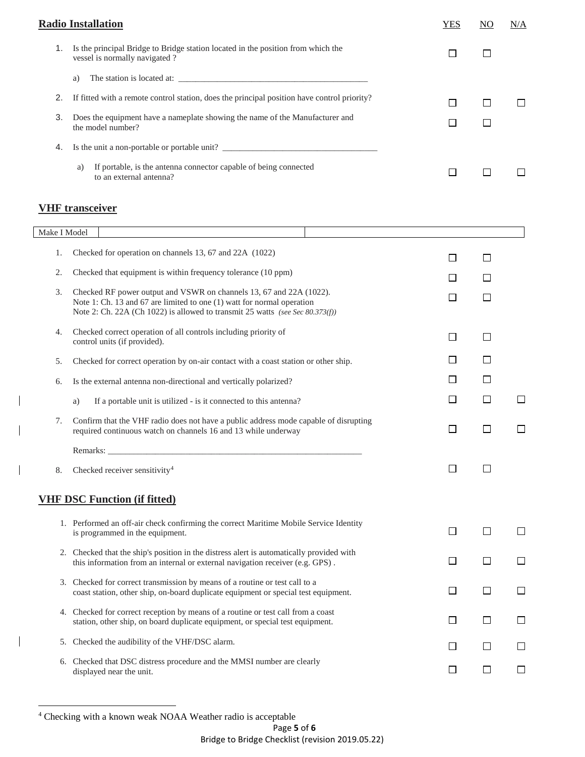## Radio Installation

| | | YES | NO | N/A |
|---|---|---|---|---|
| 1. | Is the principal Bridge to Bridge station located in the position from which the vessel is normally navigated ? | ☐ | ☐ | |
| | a) The station is located at: ____________________________________________ | | | |
| 2. | If fitted with a remote control station, does the principal position have control priority? | ☐ | ☐ | ☐ |
| 3. | Does the equipment have a nameplate showing the name of the Manufacturer and the model number? | ☐ | ☐ | |
| 4. | Is the unit a non-portable or portable unit? ___________________________________ | | | |
| | a) If portable, is the antenna connector capable of being connected to an external antenna? | ☐ | ☐ | ☐ |

## VHF transceiver

| Make I Model | | |
|---|---|---|

| | | YES | NO | N/A |
|---|---|---|---|---|
| 1. | Checked for operation on channels 13, 67 and 22A (1022) | ☐ | ☐ | |
| 2. | Checked that equipment is within frequency tolerance (10 ppm) | ☐ | ☐ | |
| 3. | Checked RF power output and VSWR on channels 13, 67 and 22A (1022).<br>Note 1: Ch. 13 and 67 are limited to one (1) watt for normal operation<br>Note 2: Ch. 22A (Ch 1022) is allowed to transmit 25 watts *(see Sec 80.373(f))* | ☐ | ☐ | |
| 4. | Checked correct operation of all controls including priority of control units (if provided). | ☐ | ☐ | |
| 5. | Checked for correct operation by on-air contact with a coast station or other ship. | ☐ | ☐ | |
| 6. | Is the external antenna non-directional and vertically polarized? | ☐ | ☐ | |
| | a) If a portable unit is utilized - is it connected to this antenna? | ☐ | ☐ | ☐ |
| 7. | Confirm that the VHF radio does not have a public address mode capable of disrupting required continuous watch on channels 16 and 13 while underway | ☐ | ☐ | ☐ |
| | Remarks: ____________________________________________________________ | | | |
| 8. | Checked receiver sensitivity[4] | ☐ | ☐ | |

## VHF DSC Function (if fitted)

| | | YES | NO | N/A |
|---|---|---|---|---|
| 1. | Performed an off-air check confirming the correct Maritime Mobile Service Identity is programmed in the equipment. | ☐ | ☐ | ☐ |
| 2. | Checked that the ship's position in the distress alert is automatically provided with this information from an internal or external navigation receiver (e.g. GPS) . | ☐ | ☐ | ☐ |
| 3. | Checked for correct transmission by means of a routine or test call to a coast station, other ship, on-board duplicate equipment or special test equipment. | ☐ | ☐ | ☐ |
| 4. | Checked for correct reception by means of a routine or test call from a coast station, other ship, on board duplicate equipment, or special test equipment. | ☐ | ☐ | ☐ |
| 5. | Checked the audibility of the VHF/DSC alarm. | ☐ | ☐ | ☐ |
| 6. | Checked that DSC distress procedure and the MMSI number are clearly displayed near the unit. | ☐ | ☐ | ☐ |

[4] Checking with a known weak NOAA Weather radio is acceptable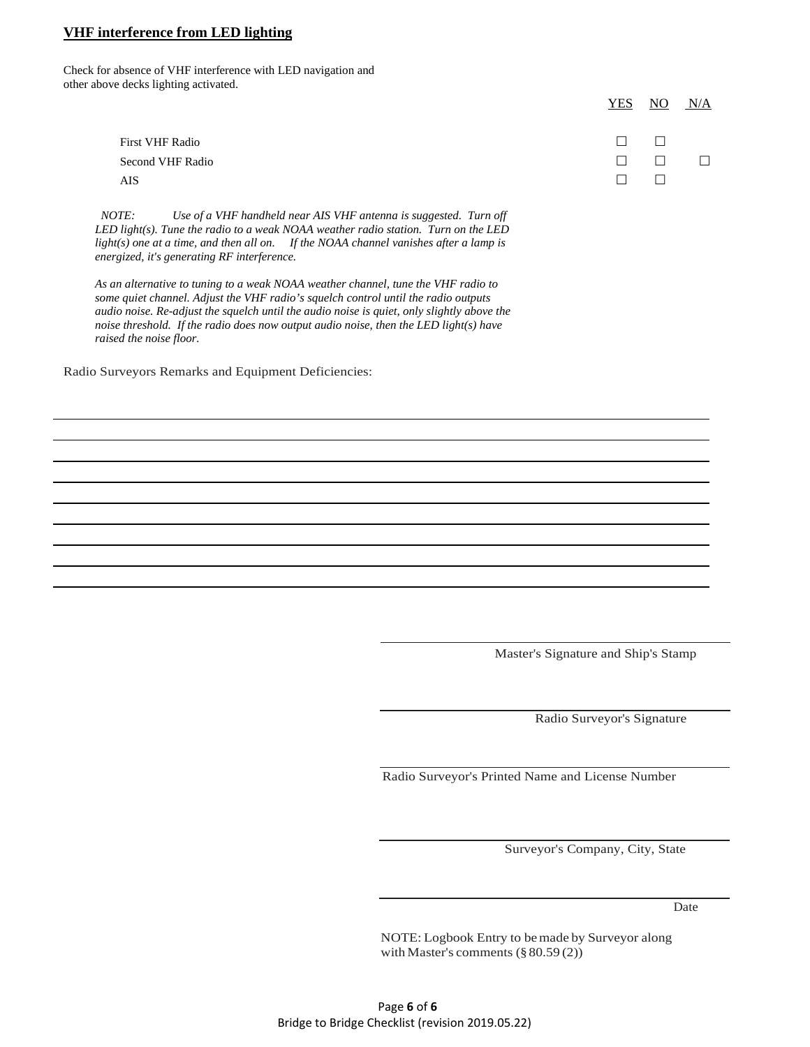## VHF interference from LED lighting

Check for absence of VHF interference with LED navigation and other above decks lighting activated.

| | YES | NO | N/A |
|---|---|---|---|
| First VHF Radio | ☐ | ☐ | |
| Second VHF Radio | ☐ | ☐ | ☐ |
| AIS | ☐ | ☐ | |

*NOTE: Use of a VHF handheld near AIS VHF antenna is suggested. Turn off LED light(s). Tune the radio to a weak NOAA weather radio station. Turn on the LED light(s) one at a time, and then all on. If the NOAA channel vanishes after a lamp is energized, it's generating RF interference.*

*As an alternative to tuning to a weak NOAA weather channel, tune the VHF radio to some quiet channel. Adjust the VHF radio's squelch control until the radio outputs audio noise. Re-adjust the squelch until the audio noise is quiet, only slightly above the noise threshold. If the radio does now output audio noise, then the LED light(s) have raised the noise floor.*

Radio Surveyors Remarks and Equipment Deficiencies:

\_\_\_\_\_\_\_\_\_\_\_\_\_\_\_\_\_\_\_\_\_\_\_\_\_\_\_\_\_\_\_\_\_\_\_\_\_\_\_\_\_\_\_\_\_\_\_\_\_\_\_\_\_\_\_\_\_\_\_\_\_\_\_\_\_\_\_\_\_\_\_\_\_\_\_\_

\_\_\_\_\_\_\_\_\_\_\_\_\_\_\_\_\_\_\_\_\_\_\_\_\_\_\_\_\_\_\_\_\_\_\_\_\_\_\_\_\_\_\_\_\_\_\_\_\_\_\_\_\_\_\_\_\_\_\_\_\_\_\_\_\_\_\_\_\_\_\_\_\_\_\_\_

\_\_\_\_\_\_\_\_\_\_\_\_\_\_\_\_\_\_\_\_\_\_\_\_\_\_\_\_\_\_\_\_\_\_\_\_\_\_\_\_\_\_\_\_\_\_\_\_\_\_\_\_\_\_\_\_\_\_\_\_\_\_\_\_\_\_\_\_\_\_\_\_\_\_\_\_

\_\_\_\_\_\_\_\_\_\_\_\_\_\_\_\_\_\_\_\_\_\_\_\_\_\_\_\_\_\_\_\_\_\_\_\_\_\_\_\_\_\_\_\_\_\_\_\_\_\_\_\_\_\_\_\_\_\_\_\_\_\_\_\_\_\_\_\_\_\_\_\_\_\_\_\_

\_\_\_\_\_\_\_\_\_\_\_\_\_\_\_\_\_\_\_\_\_\_\_\_\_\_\_\_\_\_\_\_\_\_\_\_\_\_\_\_\_\_\_\_\_\_\_\_\_\_\_\_\_\_\_\_\_\_\_\_\_\_\_\_\_\_\_\_\_\_\_\_\_\_\_\_

\_\_\_\_\_\_\_\_\_\_\_\_\_\_\_\_\_\_\_\_\_\_\_\_\_\_\_\_\_\_\_\_\_\_\_\_\_\_\_\_\_\_\_\_\_\_\_\_\_\_\_\_\_\_\_\_\_\_\_\_\_\_\_\_\_\_\_\_\_\_\_\_\_\_\_\_

\_\_\_\_\_\_\_\_\_\_\_\_\_\_\_\_\_\_\_\_\_\_\_\_\_\_\_\_\_\_\_\_\_\_\_\_\_\_\_\_\_\_\_\_\_\_\_\_\_\_\_\_\_\_\_\_\_\_\_\_\_\_\_\_\_\_\_\_\_\_\_\_\_\_\_\_

\_\_\_\_\_\_\_\_\_\_\_\_\_\_\_\_\_\_\_\_\_\_\_\_\_\_\_\_\_\_\_\_\_\_\_\_\_\_\_\_\_\_\_\_\_\_\_\_\_\_\_\_\_\_\_\_\_\_\_\_\_\_\_\_\_\_\_\_\_\_\_\_\_\_\_\_

\_\_\_\_\_\_\_\_\_\_\_\_\_\_\_\_\_\_\_\_\_\_\_\_\_\_\_\_\_\_\_\_\_\_\_\_\_\_\_\_\_\_\_\_\_\_\_\_\_\_\_\_\_\_\_\_\_\_\_\_\_\_\_\_\_\_\_\_\_\_\_\_\_\_\_\_

\_\_\_\_\_\_\_\_\_\_\_\_\_\_\_\_\_\_\_\_\_\_\_\_\_\_\_\_\_\_\_\_\_\_\_\_\_\_\_\_

Master's Signature and Ship's Stamp

\_\_\_\_\_\_\_\_\_\_\_\_\_\_\_\_\_\_\_\_\_\_\_\_\_\_\_\_\_\_\_\_\_\_\_\_\_\_\_\_

Radio Surveyor's Signature

\_\_\_\_\_\_\_\_\_\_\_\_\_\_\_\_\_\_\_\_\_\_\_\_\_\_\_\_\_\_\_\_\_\_\_\_\_\_\_\_

Radio Surveyor's Printed Name and License Number

\_\_\_\_\_\_\_\_\_\_\_\_\_\_\_\_\_\_\_\_\_\_\_\_\_\_\_\_\_\_\_\_\_\_\_\_\_\_\_\_

Surveyor's Company, City, State

\_\_\_\_\_\_\_\_\_\_\_\_\_\_\_\_\_\_\_\_\_\_\_\_\_\_\_\_\_\_\_\_\_\_\_\_\_\_\_\_

Date

NOTE: Logbook Entry to be made by Surveyor along with Master's comments (§ 80.59 (2))